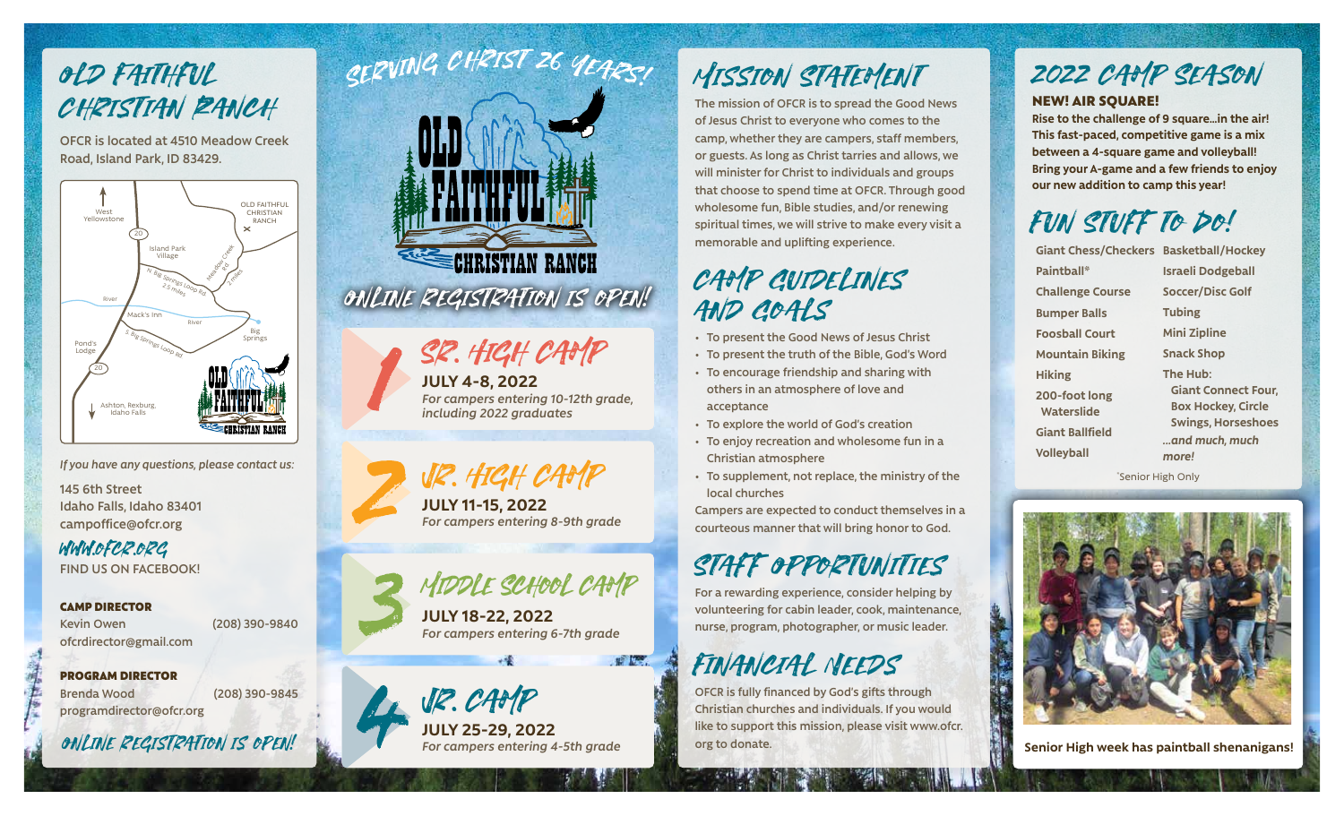# OLD FAITHFUL CHRISTIAN RANCH

OFCR is located at 4510 Meadow Creek Road, Island Park, ID 83429.

*If you have any questions, please contact us:*

145 6th Street
Idaho Falls, Idaho 83401
campoffice@ofcr.org

WWW.OFCR.ORG

FIND US ON FACEBOOK!

**CAMP DIRECTOR**
Kevin Owen (208) 390-9840
ofcrdirector@gmail.com

**PROGRAM DIRECTOR**
Brenda Wood (208) 390-9845
programdirector@ofcr.org

ONLINE REGISTRATION IS OPEN!

## SERVING CHRIST 26 YEARS!

OLD FAITHFUL CHRISTIAN RANCH

ONLINE REGISTRATION IS OPEN!

### 1 SR. HIGH CAMP
**JULY 4-8, 2022**
*For campers entering 10-12th grade, including 2022 graduates*

### 2 JR. HIGH CAMP
**JULY 11-15, 2022**
*For campers entering 8-9th grade*

### 3 MIDDLE SCHOOL CAMP
**JULY 18-22, 2022**
*For campers entering 6-7th grade*

### 4 JR. CAMP
**JULY 25-29, 2022**
*For campers entering 4-5th grade*

## MISSION STATEMENT

The mission of OFCR is to spread the Good News of Jesus Christ to everyone who comes to the camp, whether they are campers, staff members, or guests. As long as Christ tarries and allows, we will minister for Christ to individuals and groups that choose to spend time at OFCR. Through good wholesome fun, Bible studies, and/or renewing spiritual times, we will strive to make every visit a memorable and uplifting experience.

## CAMP GUIDELINES AND GOALS

- To present the Good News of Jesus Christ
- To present the truth of the Bible, God's Word
- To encourage friendship and sharing with others in an atmosphere of love and acceptance
- To explore the world of God's creation
- To enjoy recreation and wholesome fun in a Christian atmosphere
- To supplement, not replace, the ministry of the local churches

Campers are expected to conduct themselves in a courteous manner that will bring honor to God.

## STAFF OPPORTUNITIES

For a rewarding experience, consider helping by volunteering for cabin leader, cook, maintenance, nurse, program, photographer, or music leader.

## FINANCIAL NEEDS

OFCR is fully financed by God's gifts through Christian churches and individuals. If you would like to support this mission, please visit www.ofcr.org to donate.

## 2022 CAMP SEASON

**NEW! AIR SQUARE!**

**Rise to the challenge of 9 square...in the air! This fast-paced, competitive game is a mix between a 4-square game and volleyball! Bring your A-game and a few friends to enjoy our new addition to camp this year!**

## FUN STUFF TO DO!

- Giant Chess/Checkers
- Paintball*
- Challenge Course
- Bumper Balls
- Foosball Court
- Mountain Biking
- Hiking
- 200-foot long Waterslide
- Giant Ballfield
- Volleyball
- Basketball/Hockey
- Israeli Dodgeball
- Soccer/Disc Golf
- Tubing
- Mini Zipline
- Snack Shop
- The Hub: Giant Connect Four, Box Hockey, Circle Swings, Horseshoes
- *...and much, much more!*

*Senior High Only

**Senior High week has paintball shenanigans!**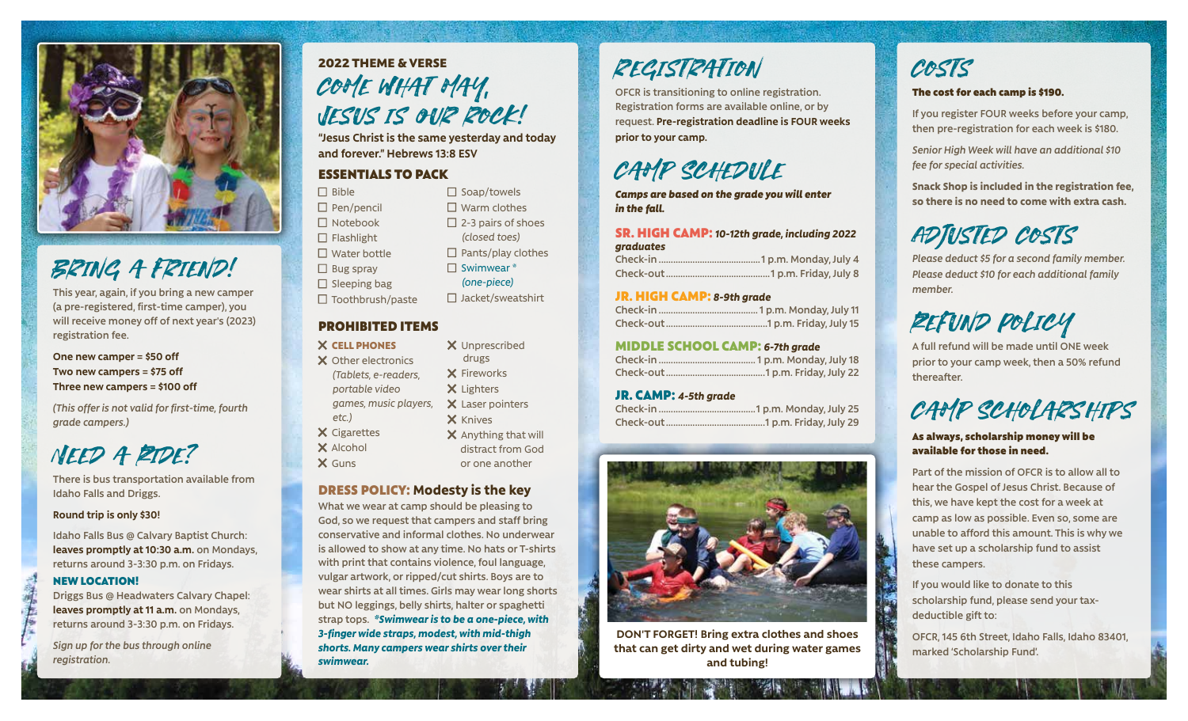## BRING A FRIEND!

This year, again, if you bring a new camper (a pre-registered, first-time camper), you will receive money off of next year's (2023) registration fee.

**One new camper = $50 off**
**Two new campers = $75 off**
**Three new campers = $100 off**

*(This offer is not valid for first-time, fourth grade campers.)*

## NEED A RIDE?

There is bus transportation available from Idaho Falls and Driggs.

**Round trip is only $30!**

Idaho Falls Bus @ Calvary Baptist Church: **leaves promptly at 10:30 a.m.** on Mondays, returns around 3-3:30 p.m. on Fridays.

**NEW LOCATION!**
Driggs Bus @ Headwaters Calvary Chapel: **leaves promptly at 11 a.m.** on Mondays, returns around 3-3:30 p.m. on Fridays.

*Sign up for the bus through online registration.*

**2022 THEME & VERSE**

## COME WHAT MAY, JESUS IS OUR ROCK!

**"Jesus Christ is the same yesterday and today and forever." Hebrews 13:8 ESV**

### ESSENTIALS TO PACK

- ☐ Bible
- ☐ Pen/pencil
- ☐ Notebook
- ☐ Flashlight
- ☐ Water bottle
- ☐ Bug spray
- ☐ Sleeping bag
- ☐ Toothbrush/paste
- ☐ Soap/towels
- ☐ Warm clothes
- ☐ 2-3 pairs of shoes *(closed toes)*
- ☐ Pants/play clothes
- ☐ Swimwear* *(one-piece)*
- ☐ Jacket/sweatshirt

### PROHIBITED ITEMS

- ✕ **CELL PHONES**
- ✕ Other electronics *(Tablets, e-readers, portable video games, music players, etc.)*
- ✕ Cigarettes
- ✕ Alcohol
- ✕ Guns
- ✕ Unprescribed drugs
- ✕ Fireworks
- ✕ Lighters
- ✕ Laser pointers
- ✕ Knives
- ✕ Anything that will distract from God or one another

### DRESS POLICY: Modesty is the key

What we wear at camp should be pleasing to God, so we request that campers and staff bring conservative and informal clothes. No underwear is allowed to show at any time. No hats or T-shirts with print that contains violence, foul language, vulgar artwork, or ripped/cut shirts. Boys are to wear shirts at all times. Girls may wear long shorts but NO leggings, belly shirts, halter or spaghetti strap tops. ***Swimwear is to be a one-piece, with 3-finger wide straps, modest, with mid-thigh shorts. Many campers wear shirts over their swimwear.***

## REGISTRATION

OFCR is transitioning to online registration. Registration forms are available online, or by request. **Pre-registration deadline is FOUR weeks prior to your camp.**

## CAMP SCHEDULE

***Camps are based on the grade you will enter in the fall.***

**SR. HIGH CAMP:** ***10-12th grade, including 2022 graduates***
Check-in ........ 1 p.m. Monday, July 4
Check-out ........ 1 p.m. Friday, July 8

**JR. HIGH CAMP:** ***8-9th grade***
Check-in ........ 1 p.m. Monday, July 11
Check-out ........ 1 p.m. Friday, July 15

**MIDDLE SCHOOL CAMP:** ***6-7th grade***
Check-in ........ 1 p.m. Monday, July 18
Check-out ........ 1 p.m. Friday, July 22

**JR. CAMP:** ***4-5th grade***
Check-in ........ 1 p.m. Monday, July 25
Check-out ........ 1 p.m. Friday, July 29

**DON'T FORGET! Bring extra clothes and shoes that can get dirty and wet during water games and tubing!**

## COSTS

**The cost for each camp is $190.**

If you register FOUR weeks before your camp, then pre-registration for each week is $180.

*Senior High Week will have an additional $10 fee for special activities.*

**Snack Shop is included in the registration fee, so there is no need to come with extra cash.**

## ADJUSTED COSTS

*Please deduct $5 for a second family member. Please deduct $10 for each additional family member.*

## REFUND POLICY

A full refund will be made until ONE week prior to your camp week, then a 50% refund thereafter.

## CAMP SCHOLARSHIPS

**As always, scholarship money will be available for those in need.**

Part of the mission of OFCR is to allow all to hear the Gospel of Jesus Christ. Because of this, we have kept the cost for a week at camp as low as possible. Even so, some are unable to afford this amount. This is why we have set up a scholarship fund to assist these campers.

If you would like to donate to this scholarship fund, please send your tax-deductible gift to:

OFCR, 145 6th Street, Idaho Falls, Idaho 83401, marked 'Scholarship Fund'.